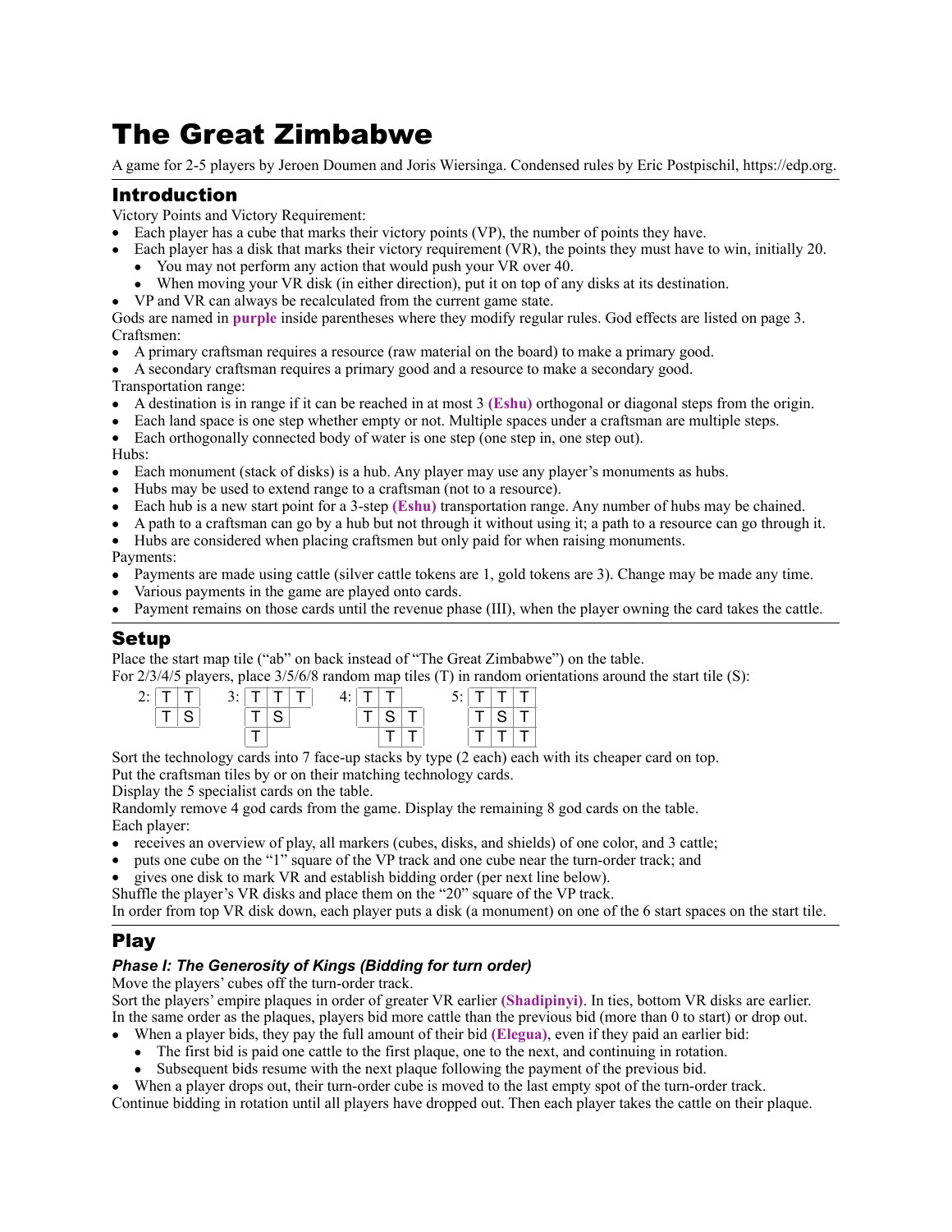# The Great Zimbabwe

A game for 2-5 players by Jeroen Doumen and Joris Wiersinga. Condensed rules by Eric Postpischil, https://edp.org.

## Introduction

Victory Points and Victory Requirement:

- Each player has a cube that marks their victory points (VP), the number of points they have.
- Each player has a disk that marks their victory requirement (VR), the points they must have to win, initially 20.
  - You may not perform any action that would push your VR over 40.
  - When moving your VR disk (in either direction), put it on top of any disks at its destination.
- VP and VR can always be recalculated from the current game state.

Gods are named in **(purple)** inside parentheses where they modify regular rules. God effects are listed on page 3.

Craftsmen:

- A primary craftsman requires a resource (raw material on the board) to make a primary good.
- A secondary craftsman requires a primary good and a resource to make a secondary good.

Transportation range:

- A destination is in range if it can be reached in at most 3 **(Eshu)** orthogonal or diagonal steps from the origin.
- Each land space is one step whether empty or not. Multiple spaces under a craftsman are multiple steps.
- Each orthogonally connected body of water is one step (one step in, one step out).

Hubs:

- Each monument (stack of disks) is a hub. Any player may use any player's monuments as hubs.
- Hubs may be used to extend range to a craftsman (not to a resource).
- Each hub is a new start point for a 3-step **(Eshu)** transportation range. Any number of hubs may be chained.
- A path to a craftsman can go by a hub but not through it without using it; a path to a resource can go through it.
- Hubs are considered when placing craftsmen but only paid for when raising monuments.

Payments:

- Payments are made using cattle (silver cattle tokens are 1, gold tokens are 3). Change may be made any time.
- Various payments in the game are played onto cards.
- Payment remains on those cards until the revenue phase (III), when the player owning the card takes the cattle.

## Setup

Place the start map tile ("ab" on back instead of "The Great Zimbabwe") on the table.

For 2/3/4/5 players, place 3/5/6/8 random map tiles (T) in random orientations around the start tile (S):

2:

| T | T |
|---|---|
| T | S |

3:

| T | T | T |
|---|---|---|
| T | S | |
| T | | |

4:

| T | T | |
|---|---|---|
| T | S | T |
| | T | T |

5:

| T | T | T |
|---|---|---|
| T | S | T |
| T | T | T |

Sort the technology cards into 7 face-up stacks by type (2 each) each with its cheaper card on top.

Put the craftsman tiles by or on their matching technology cards.

Display the 5 specialist cards on the table.

Randomly remove 4 god cards from the game. Display the remaining 8 god cards on the table.

Each player:

- receives an overview of play, all markers (cubes, disks, and shields) of one color, and 3 cattle;
- puts one cube on the "1" square of the VP track and one cube near the turn-order track; and
- gives one disk to mark VR and establish bidding order (per next line below).

Shuffle the player's VR disks and place them on the "20" square of the VP track.

In order from top VR disk down, each player puts a disk (a monument) on one of the 6 start spaces on the start tile.

## Play

### *Phase I: The Generosity of Kings (Bidding for turn order)*

Move the players' cubes off the turn-order track.

Sort the players' empire plaques in order of greater VR earlier **(Shadipinyi)**. In ties, bottom VR disks are earlier.

In the same order as the plaques, players bid more cattle than the previous bid (more than 0 to start) or drop out.

- When a player bids, they pay the full amount of their bid **(Elegua)**, even if they paid an earlier bid:
  - The first bid is paid one cattle to the first plaque, one to the next, and continuing in rotation.
  - Subsequent bids resume with the next plaque following the payment of the previous bid.
- When a player drops out, their turn-order cube is moved to the last empty spot of the turn-order track.

Continue bidding in rotation until all players have dropped out. Then each player takes the cattle on their plaque.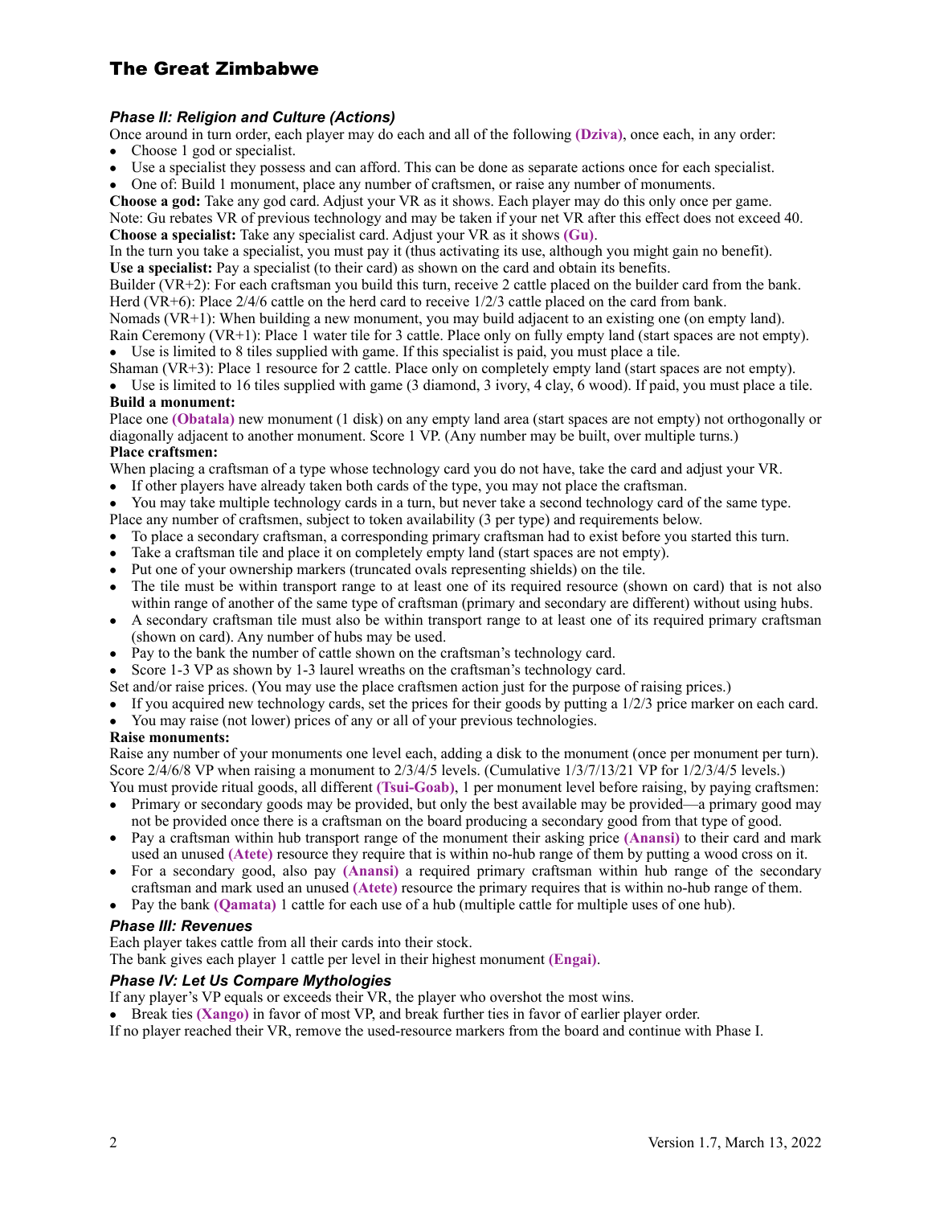## The Great Zimbabwe

### *Phase II: Religion and Culture (Actions)*

Once around in turn order, each player may do each and all of the following **(Dziva)**, once each, in any order:

- Choose 1 god or specialist.
- Use a specialist they possess and can afford. This can be done as separate actions once for each specialist.
- One of: Build 1 monument, place any number of craftsmen, or raise any number of monuments.

**Choose a god:** Take any god card. Adjust your VR as it shows. Each player may do this only once per game.
Note: Gu rebates VR of previous technology and may be taken if your net VR after this effect does not exceed 40.

**Choose a specialist:** Take any specialist card. Adjust your VR as it shows **(Gu)**.
In the turn you take a specialist, you must pay it (thus activating its use, although you might gain no benefit).

**Use a specialist:** Pay a specialist (to their card) as shown on the card and obtain its benefits.
Builder (VR+2): For each craftsman you build this turn, receive 2 cattle placed on the builder card from the bank.
Herd (VR+6): Place 2/4/6 cattle on the herd card to receive 1/2/3 cattle placed on the card from bank.
Nomads (VR+1): When building a new monument, you may build adjacent to an existing one (on empty land).
Rain Ceremony (VR+1): Place 1 water tile for 3 cattle. Place only on fully empty land (start spaces are not empty).

- Use is limited to 8 tiles supplied with game. If this specialist is paid, you must place a tile.

Shaman (VR+3): Place 1 resource for 2 cattle. Place only on completely empty land (start spaces are not empty).

- Use is limited to 16 tiles supplied with game (3 diamond, 3 ivory, 4 clay, 6 wood). If paid, you must place a tile.

**Build a monument:**
Place one **(Obatala)** new monument (1 disk) on any empty land area (start spaces are not empty) not orthogonally or diagonally adjacent to another monument. Score 1 VP. (Any number may be built, over multiple turns.)

**Place craftsmen:**
When placing a craftsman of a type whose technology card you do not have, take the card and adjust your VR.

- If other players have already taken both cards of the type, you may not place the craftsman.
- You may take multiple technology cards in a turn, but never take a second technology card of the same type.

Place any number of craftsmen, subject to token availability (3 per type) and requirements below.

- To place a secondary craftsman, a corresponding primary craftsman had to exist before you started this turn.
- Take a craftsman tile and place it on completely empty land (start spaces are not empty).
- Put one of your ownership markers (truncated ovals representing shields) on the tile.
- The tile must be within transport range to at least one of its required resource (shown on card) that is not also within range of another of the same type of craftsman (primary and secondary are different) without using hubs.
- A secondary craftsman tile must also be within transport range to at least one of its required primary craftsman (shown on card). Any number of hubs may be used.
- Pay to the bank the number of cattle shown on the craftsman's technology card.
- Score 1-3 VP as shown by 1-3 laurel wreaths on the craftsman's technology card.

Set and/or raise prices. (You may use the place craftsmen action just for the purpose of raising prices.)

- If you acquired new technology cards, set the prices for their goods by putting a 1/2/3 price marker on each card.
- You may raise (not lower) prices of any or all of your previous technologies.

**Raise monuments:**
Raise any number of your monuments one level each, adding a disk to the monument (once per monument per turn). Score 2/4/6/8 VP when raising a monument to 2/3/4/5 levels. (Cumulative 1/3/7/13/21 VP for 1/2/3/4/5 levels.)
You must provide ritual goods, all different **(Tsui-Goab)**, 1 per monument level before raising, by paying craftsmen:

- Primary or secondary goods may be provided, but only the best available may be provided—a primary good may not be provided once there is a craftsman on the board producing a secondary good from that type of good.
- Pay a craftsman within hub transport range of the monument their asking price **(Anansi)** to their card and mark used an unused **(Atete)** resource they require that is within no-hub range of them by putting a wood cross on it.
- For a secondary good, also pay **(Anansi)** a required primary craftsman within hub range of the secondary craftsman and mark used an unused **(Atete)** resource the primary requires that is within no-hub range of them.
- Pay the bank **(Qamata)** 1 cattle for each use of a hub (multiple cattle for multiple uses of one hub).

### *Phase III: Revenues*

Each player takes cattle from all their cards into their stock.
The bank gives each player 1 cattle per level in their highest monument **(Engai)**.

### *Phase IV: Let Us Compare Mythologies*

If any player's VP equals or exceeds their VR, the player who overshot the most wins.

- Break ties **(Xango)** in favor of most VP, and break further ties in favor of earlier player order.

If no player reached their VR, remove the used-resource markers from the board and continue with Phase I.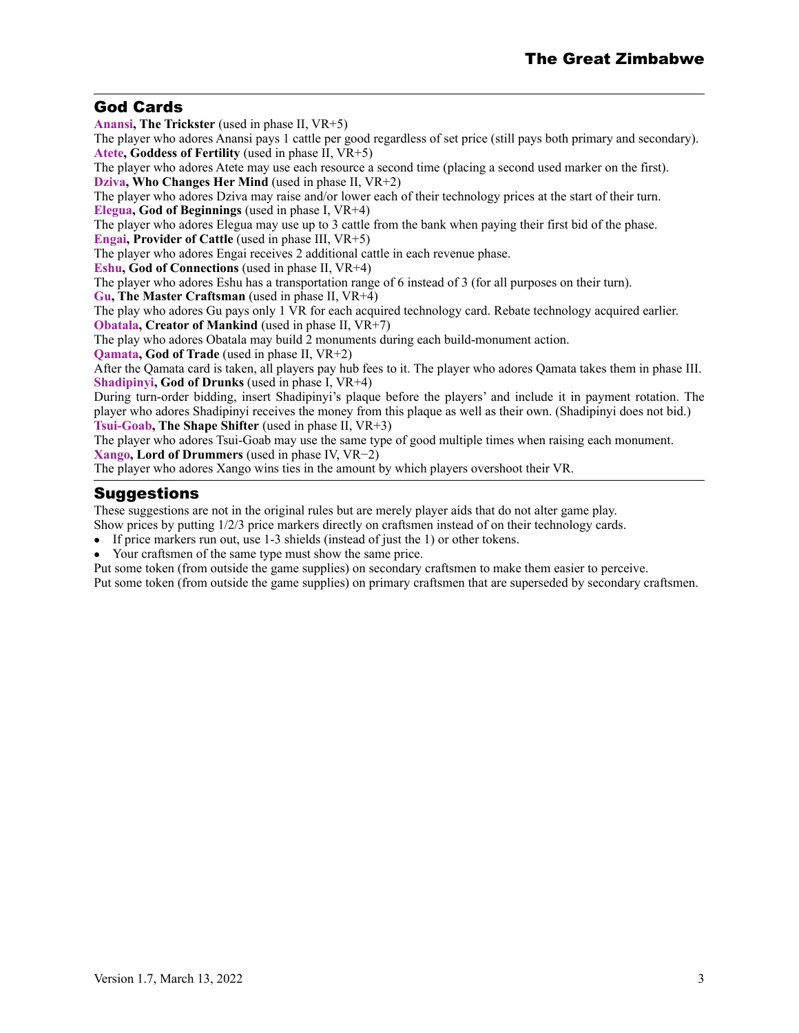## God Cards

**Anansi, The Trickster** (used in phase II, VR+5)
The player who adores Anansi pays 1 cattle per good regardless of set price (still pays both primary and secondary).

**Atete, Goddess of Fertility** (used in phase II, VR+5)
The player who adores Atete may use each resource a second time (placing a second used marker on the first).

**Dziva, Who Changes Her Mind** (used in phase II, VR+2)
The player who adores Dziva may raise and/or lower each of their technology prices at the start of their turn.

**Elegua, God of Beginnings** (used in phase I, VR+4)
The player who adores Elegua may use up to 3 cattle from the bank when paying their first bid of the phase.

**Engai, Provider of Cattle** (used in phase III, VR+5)
The player who adores Engai receives 2 additional cattle in each revenue phase.

**Eshu, God of Connections** (used in phase II, VR+4)
The player who adores Eshu has a transportation range of 6 instead of 3 (for all purposes on their turn).

**Gu, The Master Craftsman** (used in phase II, VR+4)
The play who adores Gu pays only 1 VR for each acquired technology card. Rebate technology acquired earlier.

**Obatala, Creator of Mankind** (used in phase II, VR+7)
The play who adores Obatala may build 2 monuments during each build-monument action.

**Qamata, God of Trade** (used in phase II, VR+2)
After the Qamata card is taken, all players pay hub fees to it. The player who adores Qamata takes them in phase III.

**Shadipinyi, God of Drunks** (used in phase I, VR+4)
During turn-order bidding, insert Shadipinyi's plaque before the players' and include it in payment rotation. The player who adores Shadipinyi receives the money from this plaque as well as their own. (Shadipinyi does not bid.)

**Tsui-Goab, The Shape Shifter** (used in phase II, VR+3)
The player who adores Tsui-Goab may use the same type of good multiple times when raising each monument.

**Xango, Lord of Drummers** (used in phase IV, VR−2)
The player who adores Xango wins ties in the amount by which players overshoot their VR.

## Suggestions

These suggestions are not in the original rules but are merely player aids that do not alter game play.

Show prices by putting 1/2/3 price markers directly on craftsmen instead of on their technology cards.

- If price markers run out, use 1-3 shields (instead of just the 1) or other tokens.
- Your craftsmen of the same type must show the same price.

Put some token (from outside the game supplies) on secondary craftsmen to make them easier to perceive.

Put some token (from outside the game supplies) on primary craftsmen that are superseded by secondary craftsmen.